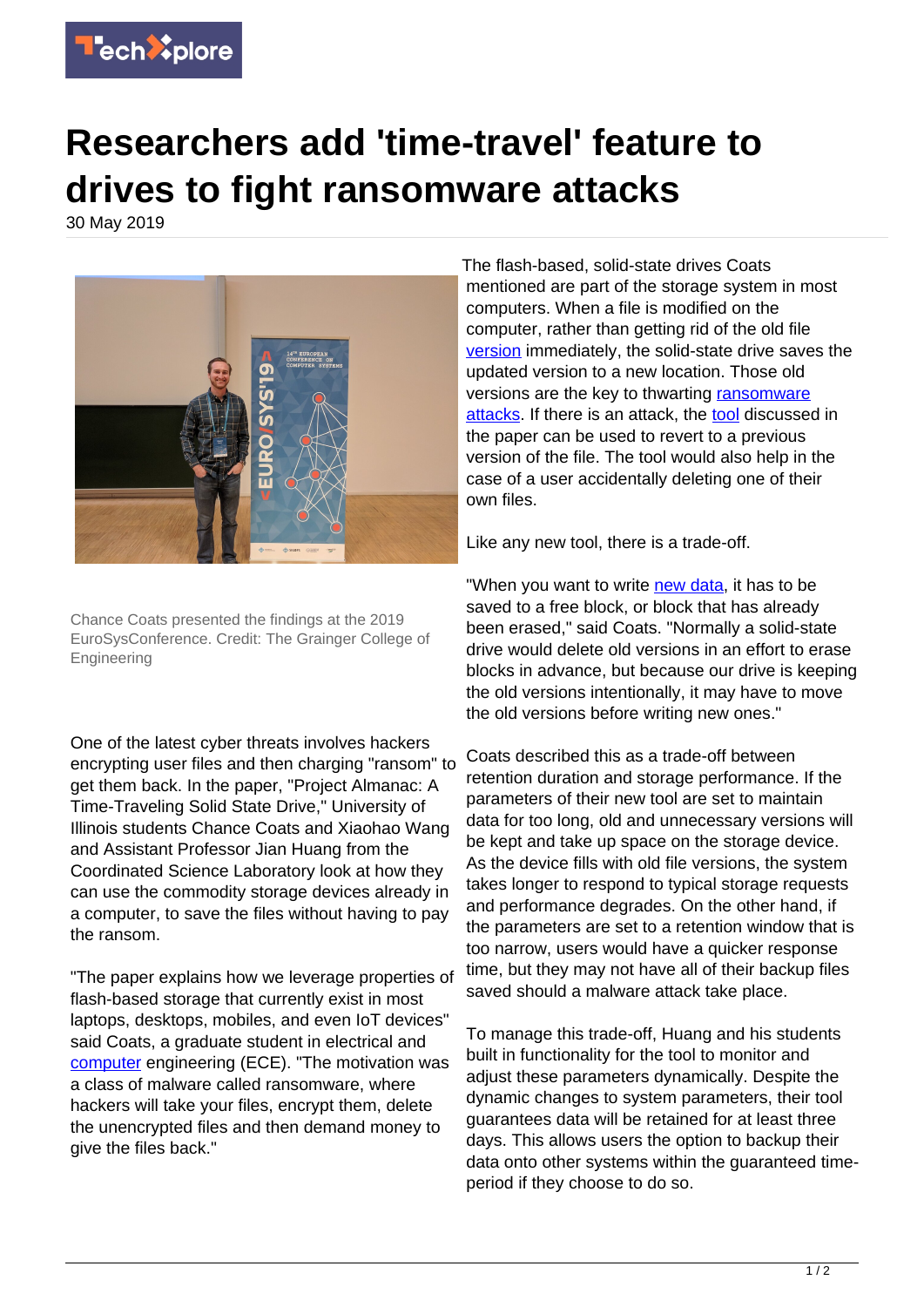# Researchers add 'time-travel' feature to drives to fight ransomware attacks

30 May 2019

Chance Coats presented the findings at the 2019 EuroSysConference. Credit: The Grainger College of Engineering

One of the latest cyber threats involves hackers encrypting user files and then charging "ransom" to get them back. In the paper, "Project Almanac: A Time-Traveling Solid State Drive," University of Illinois students Chance Coats and Xiaohao Wang and Assistant Professor Jian Huang from the Coordinated Science Laboratory look at how they can use the commodity storage devices already in a computer, to save the files without having to pay the ransom.

"The paper explains how we leverage properties of flash-based storage that currently exist in most laptops, desktops, mobiles, and even IoT devices" said Coats, a graduate student in electrical and computer engineering (ECE). "The motivation was a class of malware called ransomware, where hackers will take your files, encrypt them, delete the unencrypted files and then demand money to give the files back."

The flash-based, solid-state drives Coats mentioned are part of the storage system in most computers. When a file is modified on the computer, rather than getting rid of the old file version immediately, the solid-state drive saves the updated version to a new location. Those old versions are the key to thwarting ransomware attacks. If there is an attack, the tool discussed in the paper can be used to revert to a previous version of the file. The tool would also help in the case of a user accidentally deleting one of their own files.

Like any new tool, there is a trade-off.

"When you want to write new data, it has to be saved to a free block, or block that has already been erased," said Coats. "Normally a solid-state drive would delete old versions in an effort to erase blocks in advance, but because our drive is keeping the old versions intentionally, it may have to move the old versions before writing new ones."

Coats described this as a trade-off between retention duration and storage performance. If the parameters of their new tool are set to maintain data for too long, old and unnecessary versions will be kept and take up space on the storage device. As the device fills with old file versions, the system takes longer to respond to typical storage requests and performance degrades. On the other hand, if the parameters are set to a retention window that is too narrow, users would have a quicker response time, but they may not have all of their backup files saved should a malware attack take place.

To manage this trade-off, Huang and his students built in functionality for the tool to monitor and adjust these parameters dynamically. Despite the dynamic changes to system parameters, their tool guarantees data will be retained for at least three days. This allows users the option to backup their data onto other systems within the guaranteed time-period if they choose to do so.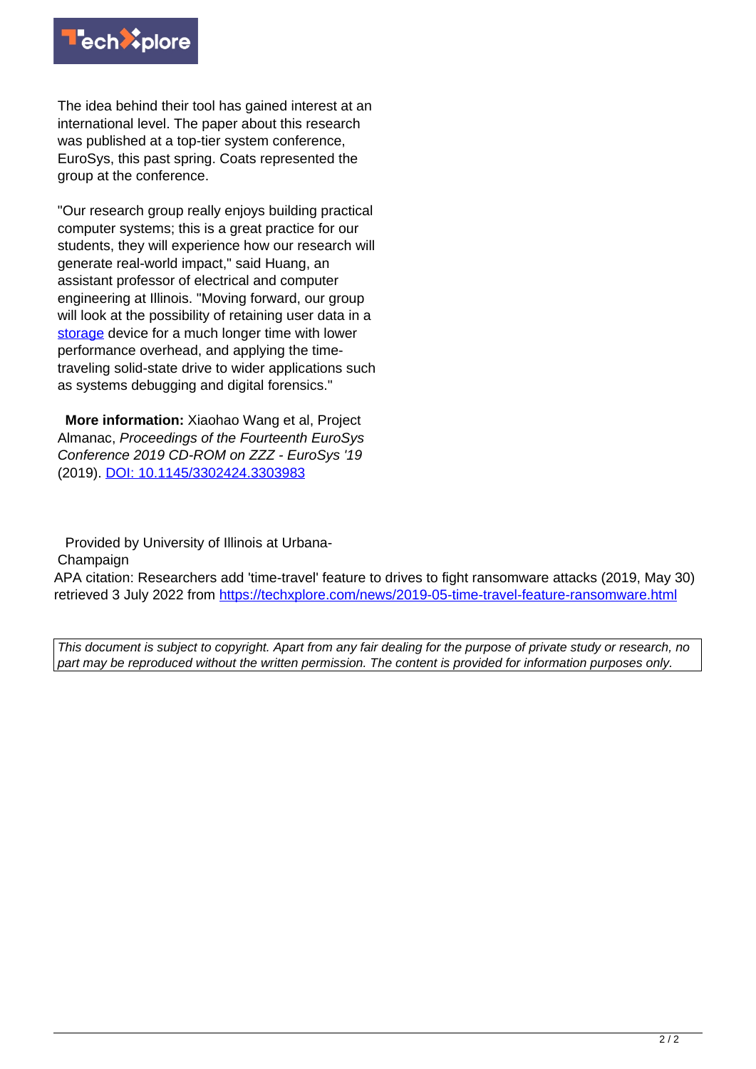The idea behind their tool has gained interest at an international level. The paper about this research was published at a top-tier system conference, EuroSys, this past spring. Coats represented the group at the conference.

"Our research group really enjoys building practical computer systems; this is a great practice for our students, they will experience how our research will generate real-world impact," said Huang, an assistant professor of electrical and computer engineering at Illinois. "Moving forward, our group will look at the possibility of retaining user data in a [storage](https://techxplore.com/tags/storage/) device for a much longer time with lower performance overhead, and applying the time-traveling solid-state drive to wider applications such as systems debugging and digital forensics."

**More information:** Xiaohao Wang et al, Project Almanac, *Proceedings of the Fourteenth EuroSys Conference 2019 CD-ROM on ZZZ - EuroSys '19* (2019). [DOI: 10.1145/3302424.3303983](http://dx.doi.org/10.1145/3302424.3303983)

Provided by University of Illinois at Urbana-Champaign

APA citation: Researchers add 'time-travel' feature to drives to fight ransomware attacks (2019, May 30) retrieved 3 July 2022 from https://techxplore.com/news/2019-05-time-travel-feature-ransomware.html

*This document is subject to copyright. Apart from any fair dealing for the purpose of private study or research, no part may be reproduced without the written permission. The content is provided for information purposes only.*